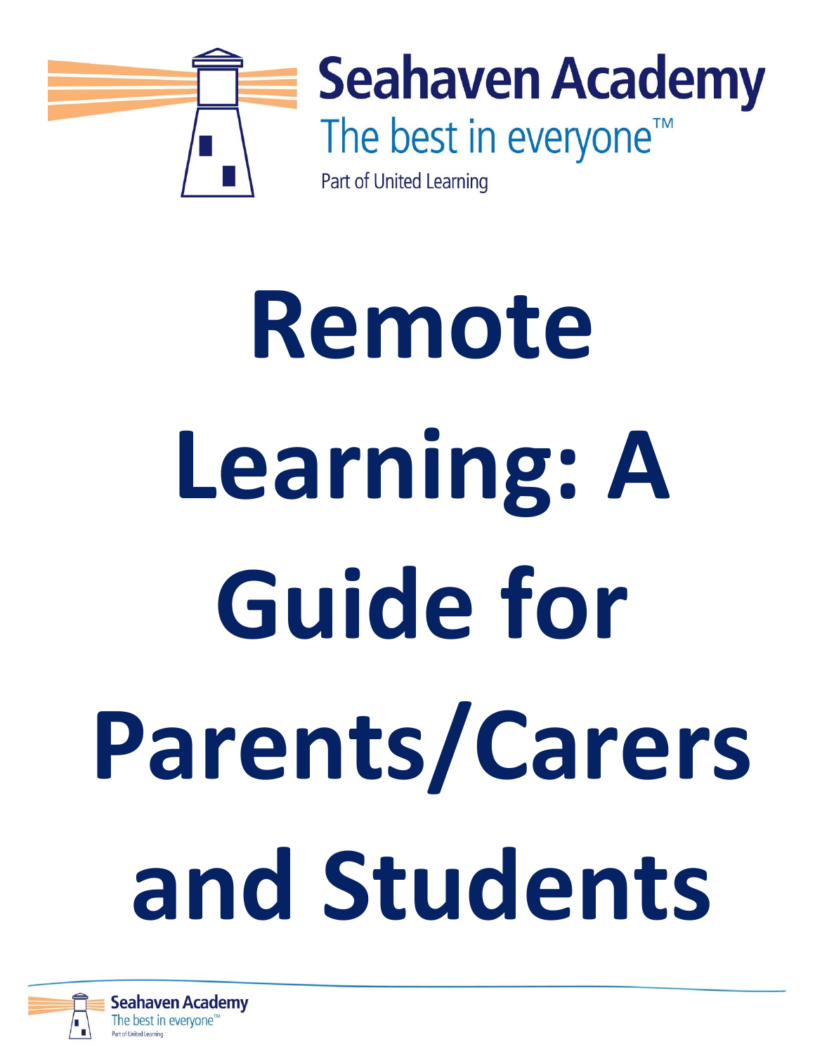Seahaven Academy

The best in everyone™

Part of United Learning

# Remote Learning: A Guide for Parents/Carers and Students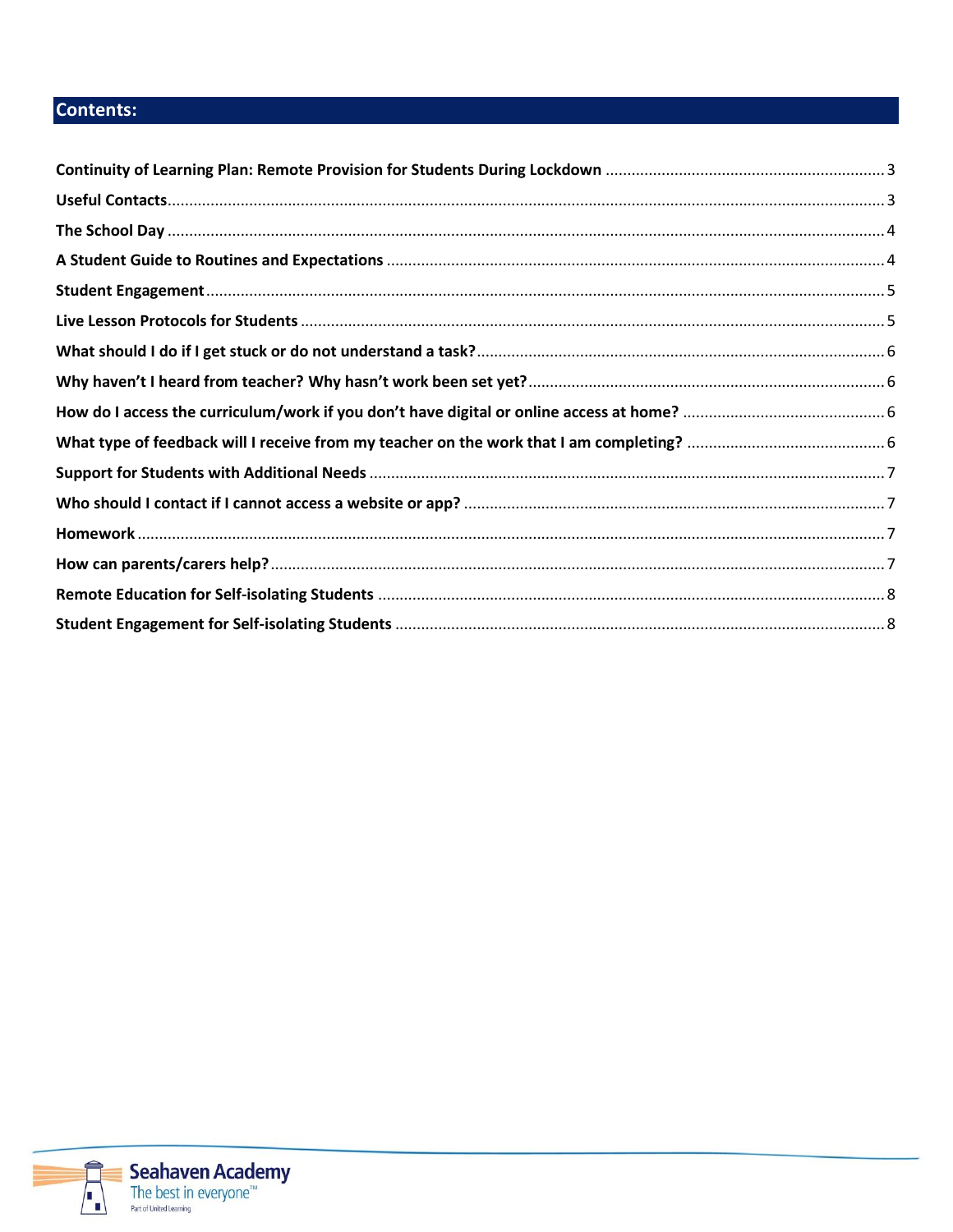## Contents:

| | |
|---|---|
| **Continuity of Learning Plan: Remote Provision for Students During Lockdown** | 3 |
| **Useful Contacts** | 3 |
| **The School Day** | 4 |
| **A Student Guide to Routines and Expectations** | 4 |
| **Student Engagement** | 5 |
| **Live Lesson Protocols for Students** | 5 |
| **What should I do if I get stuck or do not understand a task?** | 6 |
| **Why haven't I heard from teacher? Why hasn't work been set yet?** | 6 |
| **How do I access the curriculum/work if you don't have digital or online access at home?** | 6 |
| **What type of feedback will I receive from my teacher on the work that I am completing?** | 6 |
| **Support for Students with Additional Needs** | 7 |
| **Who should I contact if I cannot access a website or app?** | 7 |
| **Homework** | 7 |
| **How can parents/carers help?** | 7 |
| **Remote Education for Self-isolating Students** | 8 |
| **Student Engagement for Self-isolating Students** | 8 |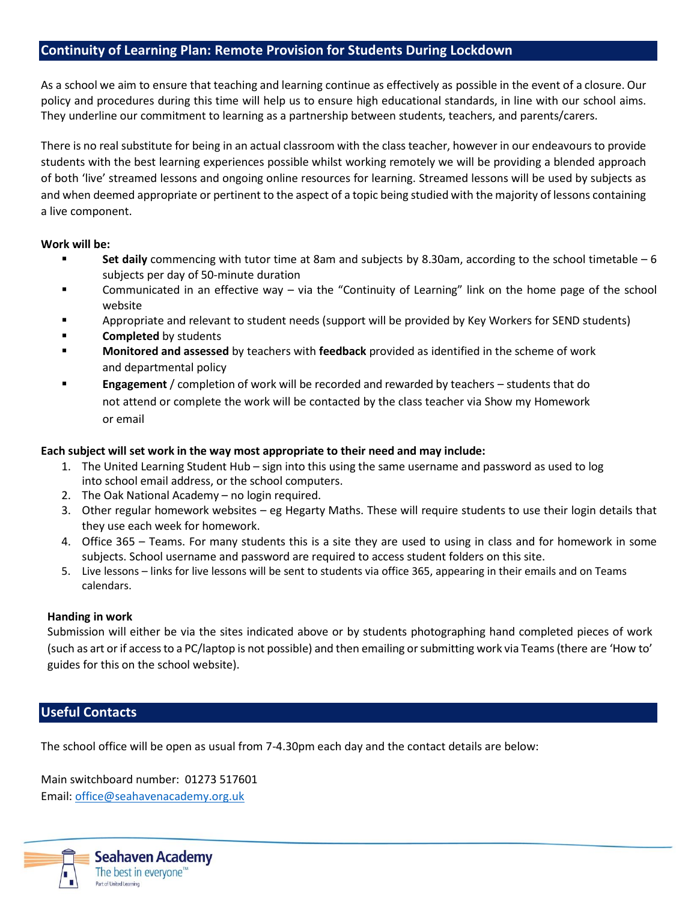## Continuity of Learning Plan: Remote Provision for Students During Lockdown

As a school we aim to ensure that teaching and learning continue as effectively as possible in the event of a closure. Our policy and procedures during this time will help us to ensure high educational standards, in line with our school aims. They underline our commitment to learning as a partnership between students, teachers, and parents/carers.

There is no real substitute for being in an actual classroom with the class teacher, however in our endeavours to provide students with the best learning experiences possible whilst working remotely we will be providing a blended approach of both 'live' streamed lessons and ongoing online resources for learning. Streamed lessons will be used by subjects as and when deemed appropriate or pertinent to the aspect of a topic being studied with the majority of lessons containing a live component.

**Work will be:**

- **Set daily** commencing with tutor time at 8am and subjects by 8.30am, according to the school timetable – 6 subjects per day of 50-minute duration
- Communicated in an effective way – via the "Continuity of Learning" link on the home page of the school website
- Appropriate and relevant to student needs (support will be provided by Key Workers for SEND students)
- **Completed** by students
- **Monitored and assessed** by teachers with **feedback** provided as identified in the scheme of work and departmental policy
- **Engagement** / completion of work will be recorded and rewarded by teachers – students that do not attend or complete the work will be contacted by the class teacher via Show my Homework or email

**Each subject will set work in the way most appropriate to their need and may include:**

1. The United Learning Student Hub – sign into this using the same username and password as used to log into school email address, or the school computers.
2. The Oak National Academy – no login required.
3. Other regular homework websites – eg Hegarty Maths. These will require students to use their login details that they use each week for homework.
4. Office 365 – Teams. For many students this is a site they are used to using in class and for homework in some subjects. School username and password are required to access student folders on this site.
5. Live lessons – links for live lessons will be sent to students via office 365, appearing in their emails and on Teams calendars.

**Handing in work**

Submission will either be via the sites indicated above or by students photographing hand completed pieces of work (such as art or if access to a PC/laptop is not possible) and then emailing or submitting work via Teams (there are 'How to' guides for this on the school website).

## Useful Contacts

The school office will be open as usual from 7-4.30pm each day and the contact details are below:

Main switchboard number: 01273 517601
Email: office@seahavenacademy.org.uk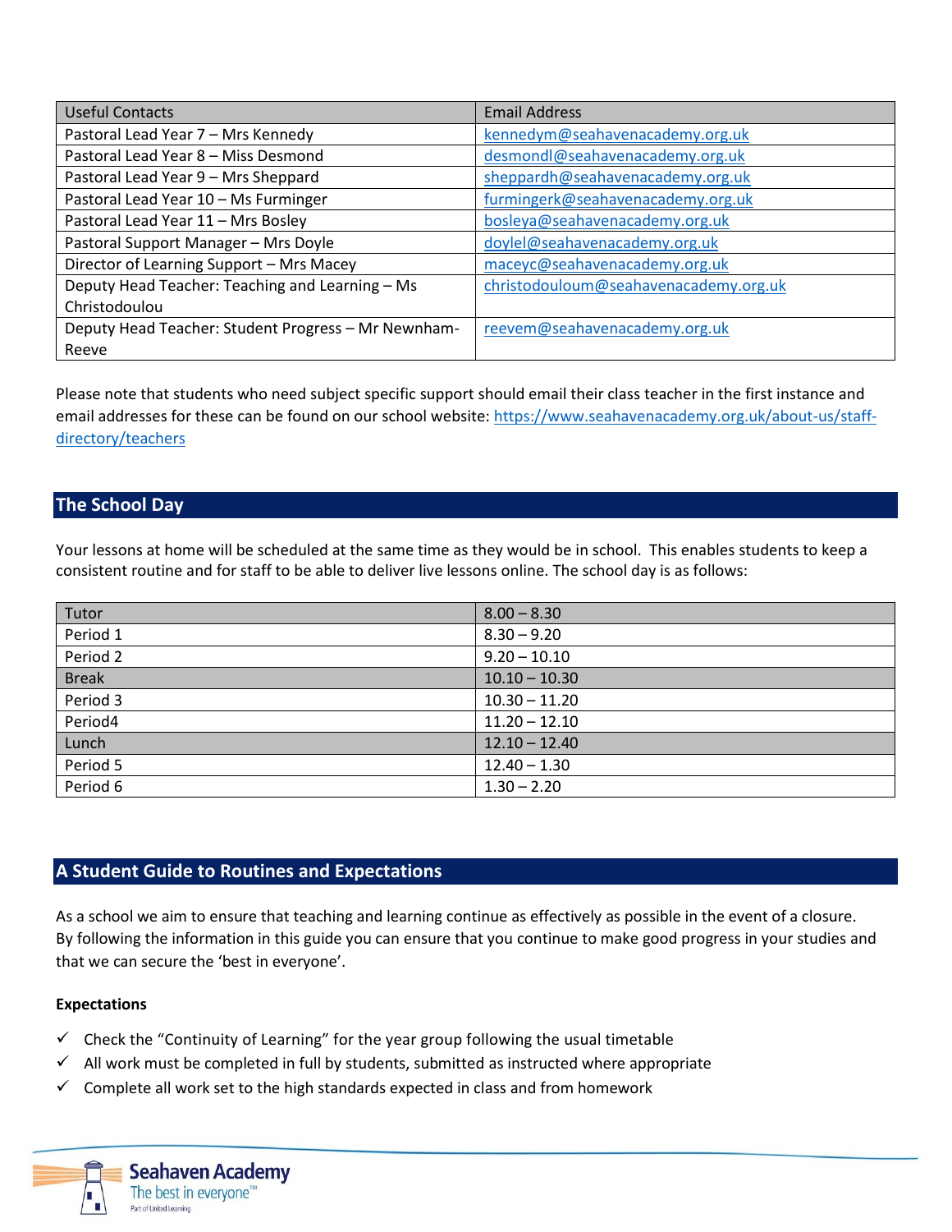| Useful Contacts | Email Address |
|---|---|
| Pastoral Lead Year 7 – Mrs Kennedy | kennedym@seahavenacademy.org.uk |
| Pastoral Lead Year 8 – Miss Desmond | desmondl@seahavenacademy.org.uk |
| Pastoral Lead Year 9 – Mrs Sheppard | sheppardh@seahavenacademy.org.uk |
| Pastoral Lead Year 10 – Ms Furminger | furmingerk@seahavenacademy.org.uk |
| Pastoral Lead Year 11 – Mrs Bosley | bosleya@seahavenacademy.org.uk |
| Pastoral Support Manager – Mrs Doyle | doylel@seahavenacademy.org.uk |
| Director of Learning Support – Mrs Macey | maceyc@seahavenacademy.org.uk |
| Deputy Head Teacher: Teaching and Learning – Ms Christodoulou | christodouloum@seahavenacademy.org.uk |
| Deputy Head Teacher: Student Progress – Mr Newnham-Reeve | reevem@seahavenacademy.org.uk |

Please note that students who need subject specific support should email their class teacher in the first instance and email addresses for these can be found on our school website: https://www.seahavenacademy.org.uk/about-us/staff-directory/teachers

## The School Day

Your lessons at home will be scheduled at the same time as they would be in school. This enables students to keep a consistent routine and for staff to be able to deliver live lessons online. The school day is as follows:

| Tutor | 8.00 – 8.30 |
|---|---|
| Period 1 | 8.30 – 9.20 |
| Period 2 | 9.20 – 10.10 |
| Break | 10.10 – 10.30 |
| Period 3 | 10.30 – 11.20 |
| Period4 | 11.20 – 12.10 |
| Lunch | 12.10 – 12.40 |
| Period 5 | 12.40 – 1.30 |
| Period 6 | 1.30 – 2.20 |

## A Student Guide to Routines and Expectations

As a school we aim to ensure that teaching and learning continue as effectively as possible in the event of a closure. By following the information in this guide you can ensure that you continue to make good progress in your studies and that we can secure the 'best in everyone'.

**Expectations**

- ✓ Check the "Continuity of Learning" for the year group following the usual timetable
- ✓ All work must be completed in full by students, submitted as instructed where appropriate
- ✓ Complete all work set to the high standards expected in class and from homework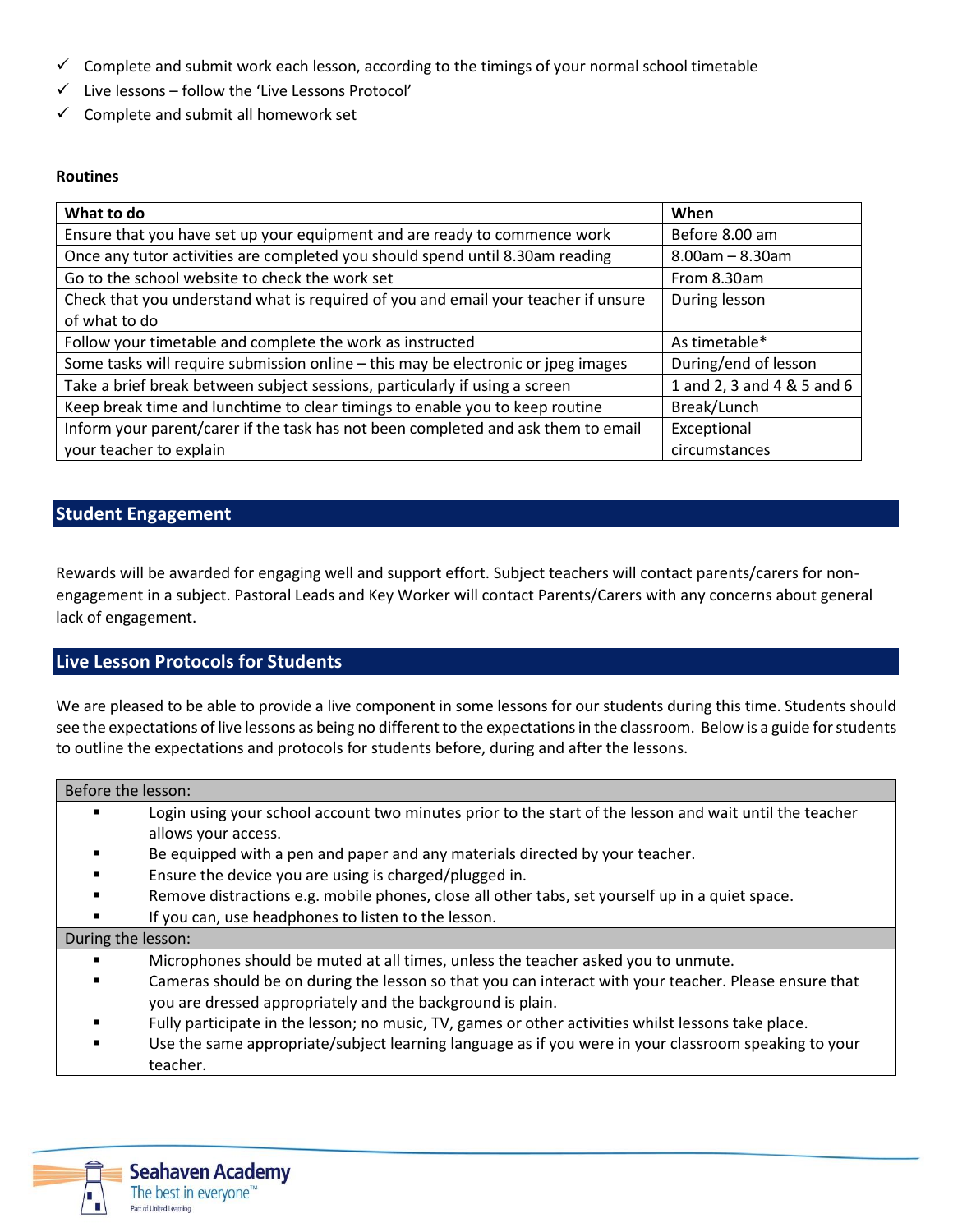- ✓ Complete and submit work each lesson, according to the timings of your normal school timetable
- ✓ Live lessons – follow the 'Live Lessons Protocol'
- ✓ Complete and submit all homework set

**Routines**

| What to do | When |
|---|---|
| Ensure that you have set up your equipment and are ready to commence work | Before 8.00 am |
| Once any tutor activities are completed you should spend until 8.30am reading | 8.00am – 8.30am |
| Go to the school website to check the work set | From 8.30am |
| Check that you understand what is required of you and email your teacher if unsure of what to do | During lesson |
| Follow your timetable and complete the work as instructed | As timetable* |
| Some tasks will require submission online – this may be electronic or jpeg images | During/end of lesson |
| Take a brief break between subject sessions, particularly if using a screen | 1 and 2, 3 and 4 & 5 and 6 |
| Keep break time and lunchtime to clear timings to enable you to keep routine | Break/Lunch |
| Inform your parent/carer if the task has not been completed and ask them to email your teacher to explain | Exceptional circumstances |

## Student Engagement

Rewards will be awarded for engaging well and support effort. Subject teachers will contact parents/carers for non-engagement in a subject. Pastoral Leads and Key Worker will contact Parents/Carers with any concerns about general lack of engagement.

## Live Lesson Protocols for Students

We are pleased to be able to provide a live component in some lessons for our students during this time. Students should see the expectations of live lessons as being no different to the expectations in the classroom. Below is a guide for students to outline the expectations and protocols for students before, during and after the lessons.

**Before the lesson:**

- Login using your school account two minutes prior to the start of the lesson and wait until the teacher allows your access.
- Be equipped with a pen and paper and any materials directed by your teacher.
- Ensure the device you are using is charged/plugged in.
- Remove distractions e.g. mobile phones, close all other tabs, set yourself up in a quiet space.
- If you can, use headphones to listen to the lesson.

**During the lesson:**

- Microphones should be muted at all times, unless the teacher asked you to unmute.
- Cameras should be on during the lesson so that you can interact with your teacher. Please ensure that you are dressed appropriately and the background is plain.
- Fully participate in the lesson; no music, TV, games or other activities whilst lessons take place.
- Use the same appropriate/subject learning language as if you were in your classroom speaking to your teacher.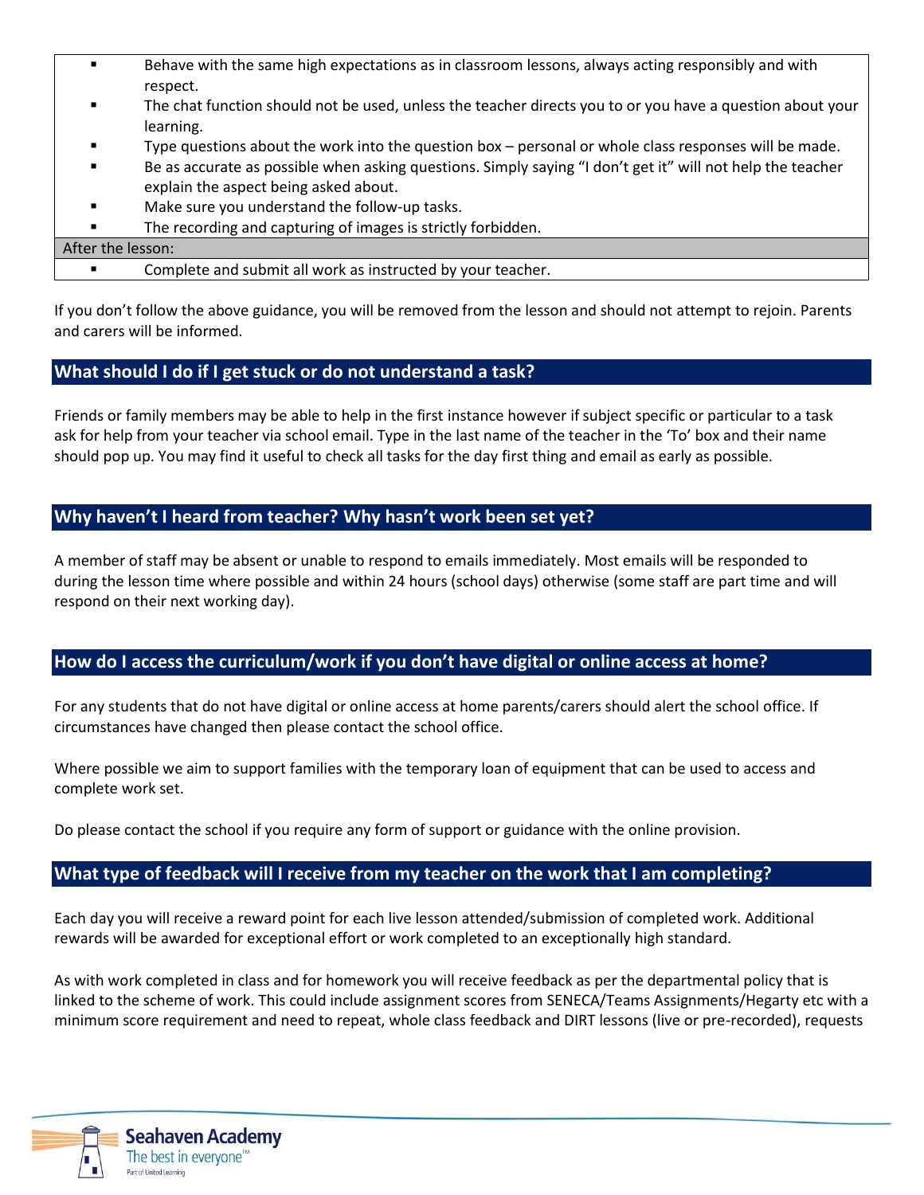| |
|---|
| ▪ Behave with the same high expectations as in classroom lessons, always acting responsibly and with respect. |
| ▪ The chat function should not be used, unless the teacher directs you to or you have a question about your learning. |
| ▪ Type questions about the work into the question box – personal or whole class responses will be made. |
| ▪ Be as accurate as possible when asking questions. Simply saying "I don't get it" will not help the teacher explain the aspect being asked about. |
| ▪ Make sure you understand the follow-up tasks. |
| ▪ The recording and capturing of images is strictly forbidden. |
| **After the lesson:** |
| ▪ Complete and submit all work as instructed by your teacher. |

If you don't follow the above guidance, you will be removed from the lesson and should not attempt to rejoin. Parents and carers will be informed.

## What should I do if I get stuck or do not understand a task?

Friends or family members may be able to help in the first instance however if subject specific or particular to a task ask for help from your teacher via school email. Type in the last name of the teacher in the 'To' box and their name should pop up. You may find it useful to check all tasks for the day first thing and email as early as possible.

## Why haven't I heard from teacher? Why hasn't work been set yet?

A member of staff may be absent or unable to respond to emails immediately. Most emails will be responded to during the lesson time where possible and within 24 hours (school days) otherwise (some staff are part time and will respond on their next working day).

## How do I access the curriculum/work if you don't have digital or online access at home?

For any students that do not have digital or online access at home parents/carers should alert the school office. If circumstances have changed then please contact the school office.

Where possible we aim to support families with the temporary loan of equipment that can be used to access and complete work set.

Do please contact the school if you require any form of support or guidance with the online provision.

## What type of feedback will I receive from my teacher on the work that I am completing?

Each day you will receive a reward point for each live lesson attended/submission of completed work. Additional rewards will be awarded for exceptional effort or work completed to an exceptionally high standard.

As with work completed in class and for homework you will receive feedback as per the departmental policy that is linked to the scheme of work. This could include assignment scores from SENECA/Teams Assignments/Hegarty etc with a minimum score requirement and need to repeat, whole class feedback and DIRT lessons (live or pre-recorded), requests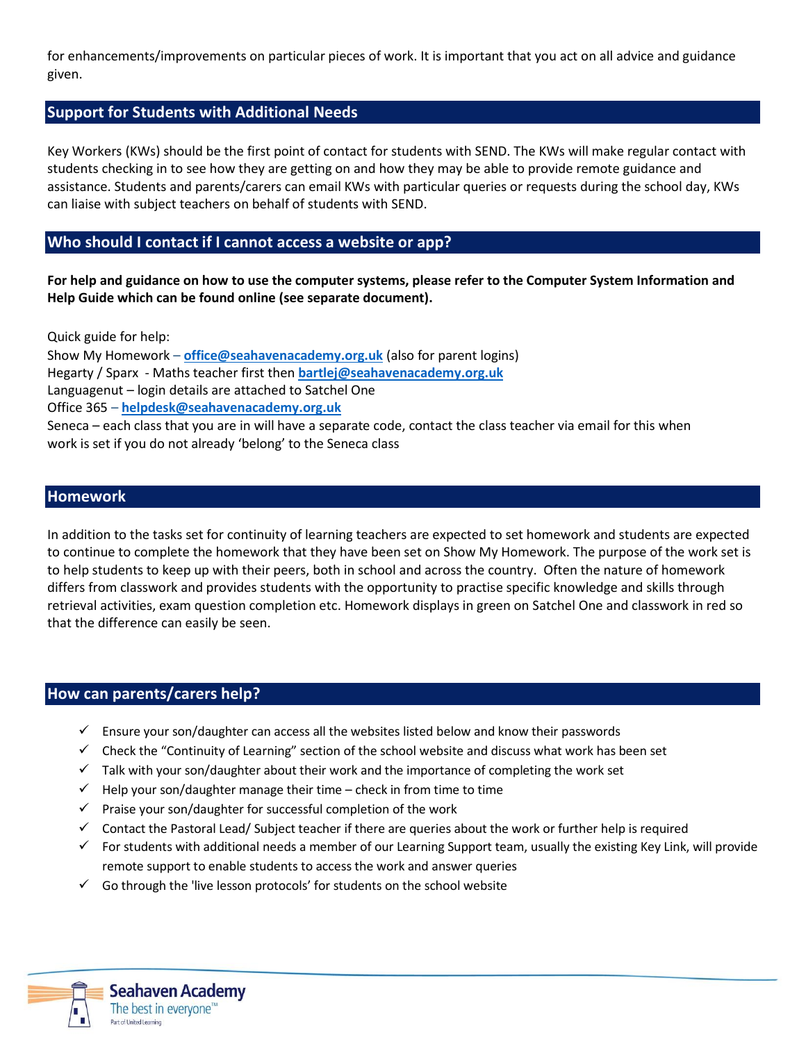for enhancements/improvements on particular pieces of work. It is important that you act on all advice and guidance given.

## Support for Students with Additional Needs

Key Workers (KWs) should be the first point of contact for students with SEND. The KWs will make regular contact with students checking in to see how they are getting on and how they may be able to provide remote guidance and assistance. Students and parents/carers can email KWs with particular queries or requests during the school day, KWs can liaise with subject teachers on behalf of students with SEND.

## Who should I contact if I cannot access a website or app?

**For help and guidance on how to use the computer systems, please refer to the Computer System Information and Help Guide which can be found online (see separate document).**

Quick guide for help:
Show My Homework – **office@seahavenacademy.org.uk** (also for parent logins)
Hegarty / Sparx - Maths teacher first then **bartlej@seahavenacademy.org.uk**
Languagenut – login details are attached to Satchel One
Office 365 – **helpdesk@seahavenacademy.org.uk**
Seneca – each class that you are in will have a separate code, contact the class teacher via email for this when work is set if you do not already 'belong' to the Seneca class

## Homework

In addition to the tasks set for continuity of learning teachers are expected to set homework and students are expected to continue to complete the homework that they have been set on Show My Homework. The purpose of the work set is to help students to keep up with their peers, both in school and across the country. Often the nature of homework differs from classwork and provides students with the opportunity to practise specific knowledge and skills through retrieval activities, exam question completion etc. Homework displays in green on Satchel One and classwork in red so that the difference can easily be seen.

## How can parents/carers help?

- ✓ Ensure your son/daughter can access all the websites listed below and know their passwords
- ✓ Check the "Continuity of Learning" section of the school website and discuss what work has been set
- ✓ Talk with your son/daughter about their work and the importance of completing the work set
- ✓ Help your son/daughter manage their time – check in from time to time
- ✓ Praise your son/daughter for successful completion of the work
- ✓ Contact the Pastoral Lead/ Subject teacher if there are queries about the work or further help is required
- ✓ For students with additional needs a member of our Learning Support team, usually the existing Key Link, will provide remote support to enable students to access the work and answer queries
- ✓ Go through the 'live lesson protocols' for students on the school website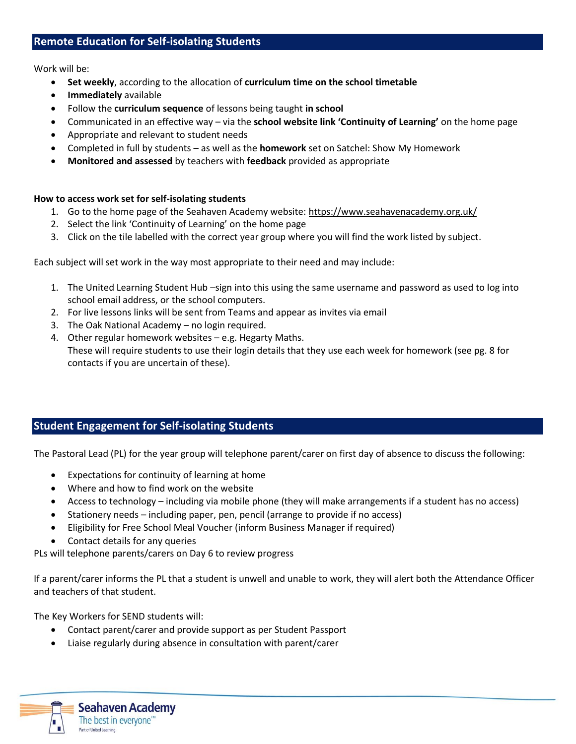## Remote Education for Self-isolating Students

Work will be:

- **Set weekly**, according to the allocation of **curriculum time on the school timetable**
- **Immediately** available
- Follow the **curriculum sequence** of lessons being taught **in school**
- Communicated in an effective way – via the **school website link 'Continuity of Learning'** on the home page
- Appropriate and relevant to student needs
- Completed in full by students – as well as the **homework** set on Satchel: Show My Homework
- **Monitored and assessed** by teachers with **feedback** provided as appropriate

**How to access work set for self-isolating students**

1. Go to the home page of the Seahaven Academy website: https://www.seahavenacademy.org.uk/
2. Select the link 'Continuity of Learning' on the home page
3. Click on the tile labelled with the correct year group where you will find the work listed by subject.

Each subject will set work in the way most appropriate to their need and may include:

1. The United Learning Student Hub –sign into this using the same username and password as used to log into school email address, or the school computers.
2. For live lessons links will be sent from Teams and appear as invites via email
3. The Oak National Academy – no login required.
4. Other regular homework websites – e.g. Hegarty Maths.
   These will require students to use their login details that they use each week for homework (see pg. 8 for contacts if you are uncertain of these).

## Student Engagement for Self-isolating Students

The Pastoral Lead (PL) for the year group will telephone parent/carer on first day of absence to discuss the following:

- Expectations for continuity of learning at home
- Where and how to find work on the website
- Access to technology – including via mobile phone (they will make arrangements if a student has no access)
- Stationery needs – including paper, pen, pencil (arrange to provide if no access)
- Eligibility for Free School Meal Voucher (inform Business Manager if required)
- Contact details for any queries

PLs will telephone parents/carers on Day 6 to review progress

If a parent/carer informs the PL that a student is unwell and unable to work, they will alert both the Attendance Officer and teachers of that student.

The Key Workers for SEND students will:

- Contact parent/carer and provide support as per Student Passport
- Liaise regularly during absence in consultation with parent/carer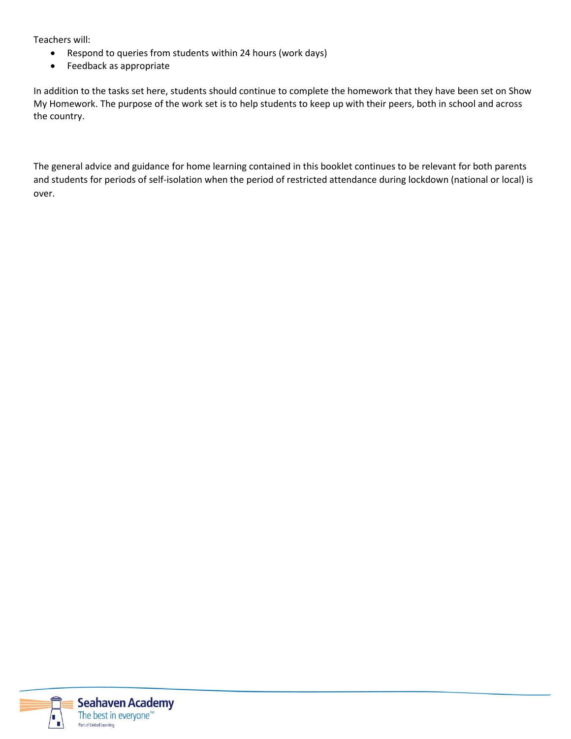Teachers will:

- Respond to queries from students within 24 hours (work days)
- Feedback as appropriate

In addition to the tasks set here, students should continue to complete the homework that they have been set on Show My Homework. The purpose of the work set is to help students to keep up with their peers, both in school and across the country.

The general advice and guidance for home learning contained in this booklet continues to be relevant for both parents and students for periods of self-isolation when the period of restricted attendance during lockdown (national or local) is over.